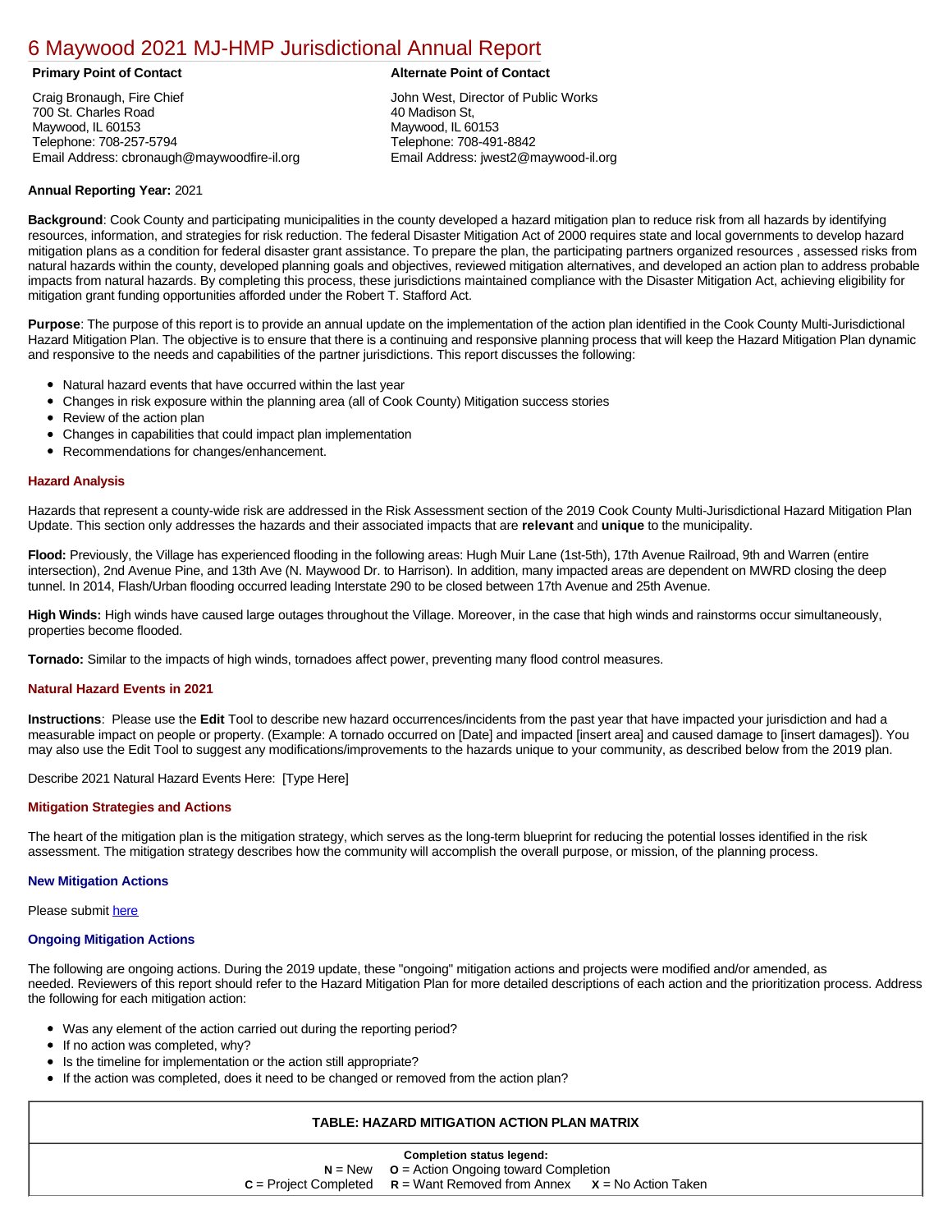# 6 Maywood 2021 MJ-HMP Jurisdictional Annual Report

**Primary Point of Contact**

Craig Bronaugh, Fire Chief
700 St. Charles Road
Maywood, IL 60153
Telephone: 708-257-5794
Email Address: cbronaugh@maywoodfire-il.org

**Alternate Point of Contact**

John West, Director of Public Works
40 Madison St,
Maywood, IL 60153
Telephone: 708-491-8842
Email Address: jwest2@maywood-il.org

**Annual Reporting Year:** 2021

**Background**: Cook County and participating municipalities in the county developed a hazard mitigation plan to reduce risk from all hazards by identifying resources, information, and strategies for risk reduction. The federal Disaster Mitigation Act of 2000 requires state and local governments to develop hazard mitigation plans as a condition for federal disaster grant assistance. To prepare the plan, the participating partners organized resources , assessed risks from natural hazards within the county, developed planning goals and objectives, reviewed mitigation alternatives, and developed an action plan to address probable impacts from natural hazards. By completing this process, these jurisdictions maintained compliance with the Disaster Mitigation Act, achieving eligibility for mitigation grant funding opportunities afforded under the Robert T. Stafford Act.

**Purpose**: The purpose of this report is to provide an annual update on the implementation of the action plan identified in the Cook County Multi-Jurisdictional Hazard Mitigation Plan. The objective is to ensure that there is a continuing and responsive planning process that will keep the Hazard Mitigation Plan dynamic and responsive to the needs and capabilities of the partner jurisdictions. This report discusses the following:

- Natural hazard events that have occurred within the last year
- Changes in risk exposure within the planning area (all of Cook County) Mitigation success stories
- Review of the action plan
- Changes in capabilities that could impact plan implementation
- Recommendations for changes/enhancement.

### Hazard Analysis

Hazards that represent a county-wide risk are addressed in the Risk Assessment section of the 2019 Cook County Multi-Jurisdictional Hazard Mitigation Plan Update. This section only addresses the hazards and their associated impacts that are **relevant** and **unique** to the municipality.

**Flood:** Previously, the Village has experienced flooding in the following areas: Hugh Muir Lane (1st-5th), 17th Avenue Railroad, 9th and Warren (entire intersection), 2nd Avenue Pine, and 13th Ave (N. Maywood Dr. to Harrison). In addition, many impacted areas are dependent on MWRD closing the deep tunnel. In 2014, Flash/Urban flooding occurred leading Interstate 290 to be closed between 17th Avenue and 25th Avenue.

**High Winds:** High winds have caused large outages throughout the Village. Moreover, in the case that high winds and rainstorms occur simultaneously, properties become flooded.

**Tornado:** Similar to the impacts of high winds, tornadoes affect power, preventing many flood control measures.

### Natural Hazard Events in 2021

**Instructions**: Please use the **Edit** Tool to describe new hazard occurrences/incidents from the past year that have impacted your jurisdiction and had a measurable impact on people or property. (Example: A tornado occurred on [Date] and impacted [insert area] and caused damage to [insert damages]). You may also use the Edit Tool to suggest any modifications/improvements to the hazards unique to your community, as described below from the 2019 plan.

Describe 2021 Natural Hazard Events Here: [Type Here]

### Mitigation Strategies and Actions

The heart of the mitigation plan is the mitigation strategy, which serves as the long-term blueprint for reducing the potential losses identified in the risk assessment. The mitigation strategy describes how the community will accomplish the overall purpose, or mission, of the planning process.

#### New Mitigation Actions

Please submit here

#### Ongoing Mitigation Actions

The following are ongoing actions. During the 2019 update, these "ongoing" mitigation actions and projects were modified and/or amended, as needed. Reviewers of this report should refer to the Hazard Mitigation Plan for more detailed descriptions of each action and the prioritization process. Address the following for each mitigation action:

- Was any element of the action carried out during the reporting period?
- If no action was completed, why?
- Is the timeline for implementation or the action still appropriate?
- If the action was completed, does it need to be changed or removed from the action plan?

| TABLE: HAZARD MITIGATION ACTION PLAN MATRIX |
|---|
| **Completion status legend:**<br>**N** = New **O** = Action Ongoing toward Completion<br>**C** = Project Completed **R** = Want Removed from Annex **X** = No Action Taken |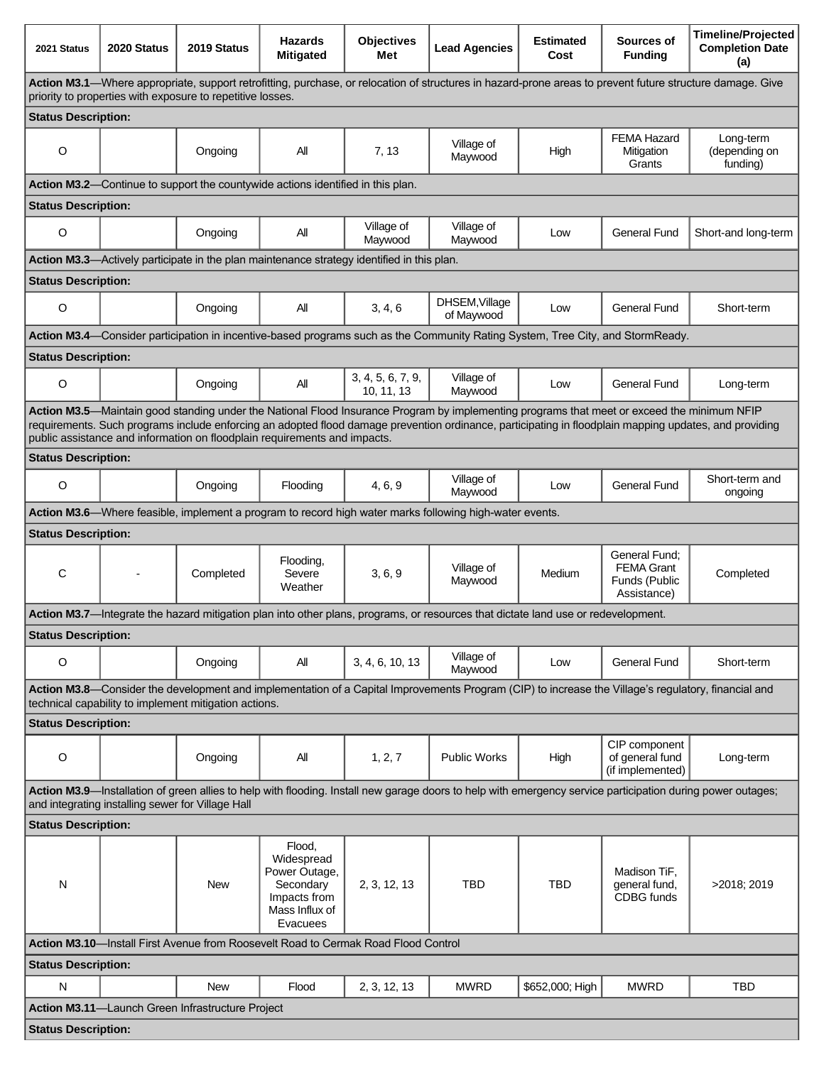| 2021 Status | 2020 Status | 2019 Status | Hazards Mitigated | Objectives Met | Lead Agencies | Estimated Cost | Sources of Funding | Timeline/Projected Completion Date (a) |
|---|---|---|---|---|---|---|---|---|
| **Action M3.1**—Where appropriate, support retrofitting, purchase, or relocation of structures in hazard-prone areas to prevent future structure damage. Give priority to properties with exposure to repetitive losses. | | | | | | | | |
| **Status Description:** | | | | | | | | |
| O | | Ongoing | All | 7, 13 | Village of Maywood | High | FEMA Hazard Mitigation Grants | Long-term (depending on funding) |
| **Action M3.2**—Continue to support the countywide actions identified in this plan. | | | | | | | | |
| **Status Description:** | | | | | | | | |
| O | | Ongoing | All | Village of Maywood | Village of Maywood | Low | General Fund | Short-and long-term |
| **Action M3.3**—Actively participate in the plan maintenance strategy identified in this plan. | | | | | | | | |
| **Status Description:** | | | | | | | | |
| O | | Ongoing | All | 3, 4, 6 | DHSEM,Village of Maywood | Low | General Fund | Short-term |
| **Action M3.4**—Consider participation in incentive-based programs such as the Community Rating System, Tree City, and StormReady. | | | | | | | | |
| **Status Description:** | | | | | | | | |
| O | | Ongoing | All | 3, 4, 5, 6, 7, 9, 10, 11, 13 | Village of Maywood | Low | General Fund | Long-term |
| **Action M3.5**—Maintain good standing under the National Flood Insurance Program by implementing programs that meet or exceed the minimum NFIP requirements. Such programs include enforcing an adopted flood damage prevention ordinance, participating in floodplain mapping updates, and providing public assistance and information on floodplain requirements and impacts. | | | | | | | | |
| **Status Description:** | | | | | | | | |
| O | | Ongoing | Flooding | 4, 6, 9 | Village of Maywood | Low | General Fund | Short-term and ongoing |
| **Action M3.6**—Where feasible, implement a program to record high water marks following high-water events. | | | | | | | | |
| **Status Description:** | | | | | | | | |
| C | - | Completed | Flooding, Severe Weather | 3, 6, 9 | Village of Maywood | Medium | General Fund; FEMA Grant Funds (Public Assistance) | Completed |
| **Action M3.7**—Integrate the hazard mitigation plan into other plans, programs, or resources that dictate land use or redevelopment. | | | | | | | | |
| **Status Description:** | | | | | | | | |
| O | | Ongoing | All | 3, 4, 6, 10, 13 | Village of Maywood | Low | General Fund | Short-term |
| **Action M3.8**—Consider the development and implementation of a Capital Improvements Program (CIP) to increase the Village's regulatory, financial and technical capability to implement mitigation actions. | | | | | | | | |
| **Status Description:** | | | | | | | | |
| O | | Ongoing | All | 1, 2, 7 | Public Works | High | CIP component of general fund (if implemented) | Long-term |
| **Action M3.9**—Installation of green allies to help with flooding. Install new garage doors to help with emergency service participation during power outages; and integrating installing sewer for Village Hall | | | | | | | | |
| **Status Description:** | | | | | | | | |
| N | | New | Flood, Widespread Power Outage, Secondary Impacts from Mass Influx of Evacuees | 2, 3, 12, 13 | TBD | TBD | Madison TiF, general fund, CDBG funds | >2018; 2019 |
| **Action M3.10**—Install First Avenue from Roosevelt Road to Cermak Road Flood Control | | | | | | | | |
| **Status Description:** | | | | | | | | |
| N | | New | Flood | 2, 3, 12, 13 | MWRD | $652,000; High | MWRD | TBD |
| **Action M3.11**—Launch Green Infrastructure Project | | | | | | | | |
| **Status Description:** | | | | | | | | |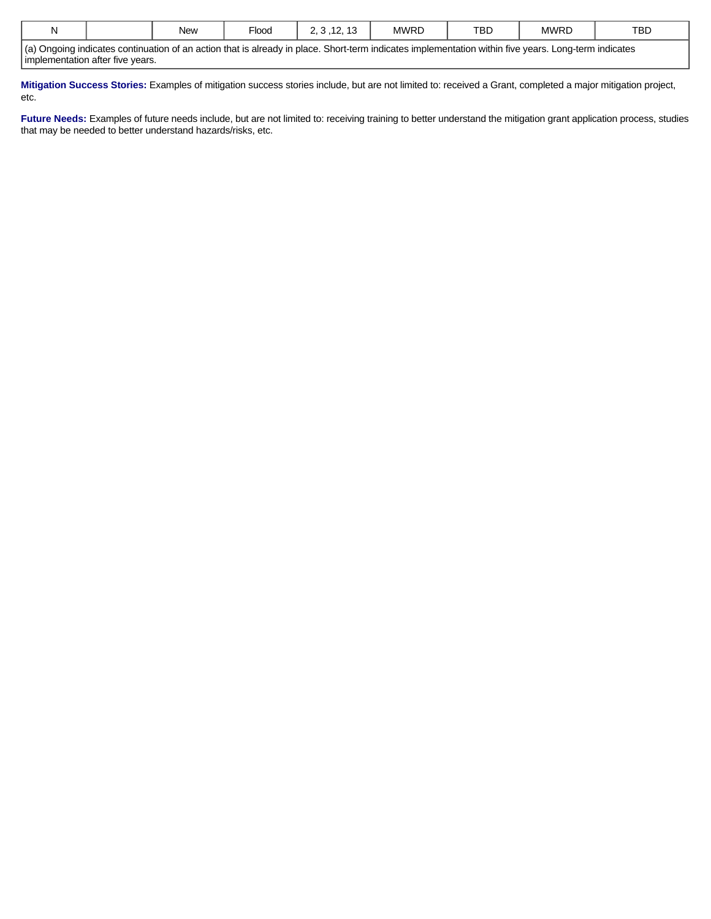| | | | | | | | | |
|---|---|---|---|---|---|---|---|---|
| N | | New | Flood | 2, 3 ,12, 13 | MWRD | TBD | MWRD | TBD |
| (a) Ongoing indicates continuation of an action that is already in place. Short-term indicates implementation within five years. Long-term indicates implementation after five years. | | | | | | | | |

**Mitigation Success Stories:** Examples of mitigation success stories include, but are not limited to: received a Grant, completed a major mitigation project, etc.

**Future Needs:** Examples of future needs include, but are not limited to: receiving training to better understand the mitigation grant application process, studies that may be needed to better understand hazards/risks, etc.